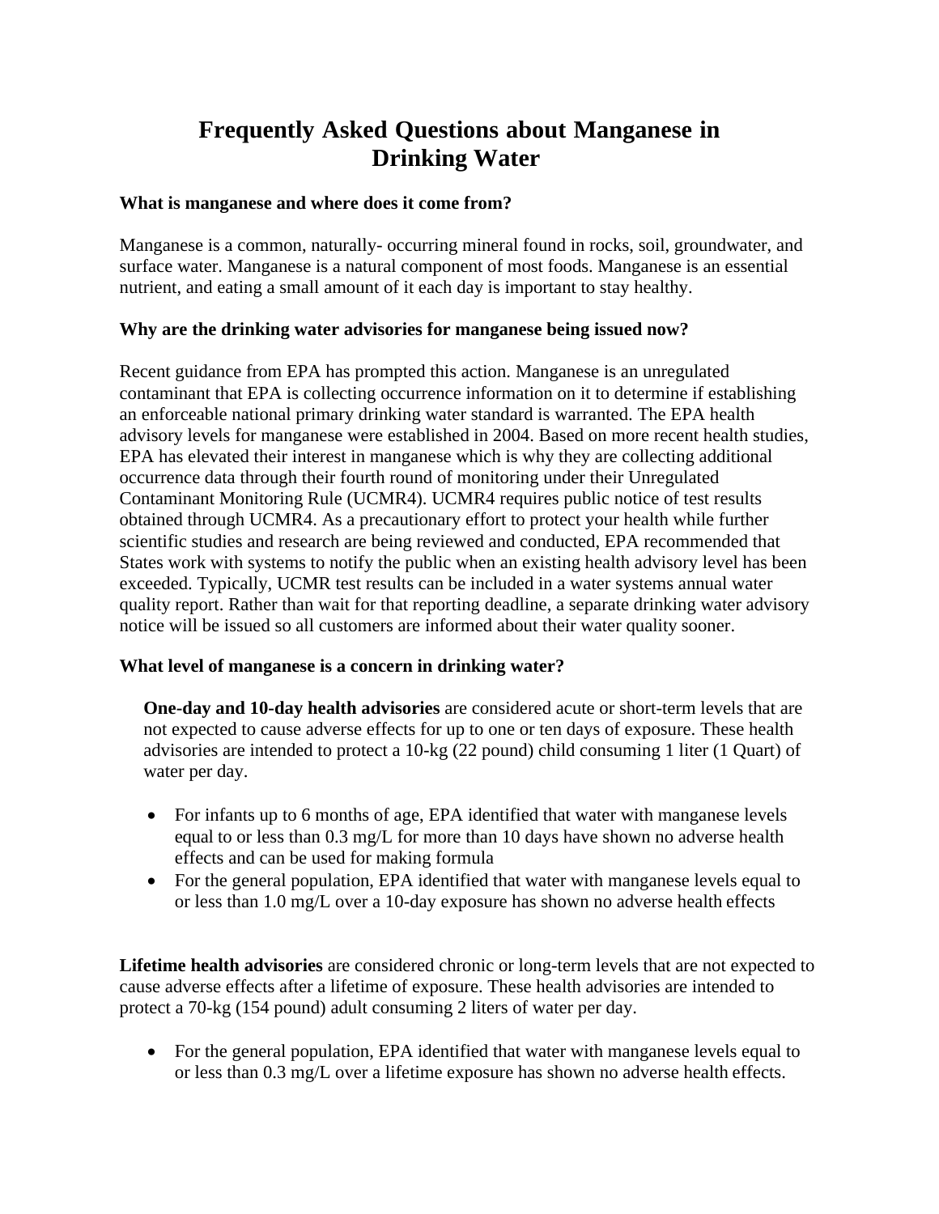# Frequently Asked Questions about Manganese in Drinking Water

### What is manganese and where does it come from?

Manganese is a common, naturally- occurring mineral found in rocks, soil, groundwater, and surface water. Manganese is a natural component of most foods. Manganese is an essential nutrient, and eating a small amount of it each day is important to stay healthy.

### Why are the drinking water advisories for manganese being issued now?

Recent guidance from EPA has prompted this action. Manganese is an unregulated contaminant that EPA is collecting occurrence information on it to determine if establishing an enforceable national primary drinking water standard is warranted. The EPA health advisory levels for manganese were established in 2004. Based on more recent health studies, EPA has elevated their interest in manganese which is why they are collecting additional occurrence data through their fourth round of monitoring under their Unregulated Contaminant Monitoring Rule (UCMR4). UCMR4 requires public notice of test results obtained through UCMR4. As a precautionary effort to protect your health while further scientific studies and research are being reviewed and conducted, EPA recommended that States work with systems to notify the public when an existing health advisory level has been exceeded. Typically, UCMR test results can be included in a water systems annual water quality report. Rather than wait for that reporting deadline, a separate drinking water advisory notice will be issued so all customers are informed about their water quality sooner.

### What level of manganese is a concern in drinking water?

**One-day and 10-day health advisories** are considered acute or short-term levels that are not expected to cause adverse effects for up to one or ten days of exposure. These health advisories are intended to protect a 10-kg (22 pound) child consuming 1 liter (1 Quart) of water per day.

- For infants up to 6 months of age, EPA identified that water with manganese levels equal to or less than 0.3 mg/L for more than 10 days have shown no adverse health effects and can be used for making formula
- For the general population, EPA identified that water with manganese levels equal to or less than 1.0 mg/L over a 10-day exposure has shown no adverse health effects

**Lifetime health advisories** are considered chronic or long-term levels that are not expected to cause adverse effects after a lifetime of exposure. These health advisories are intended to protect a 70-kg (154 pound) adult consuming 2 liters of water per day.

- For the general population, EPA identified that water with manganese levels equal to or less than 0.3 mg/L over a lifetime exposure has shown no adverse health effects.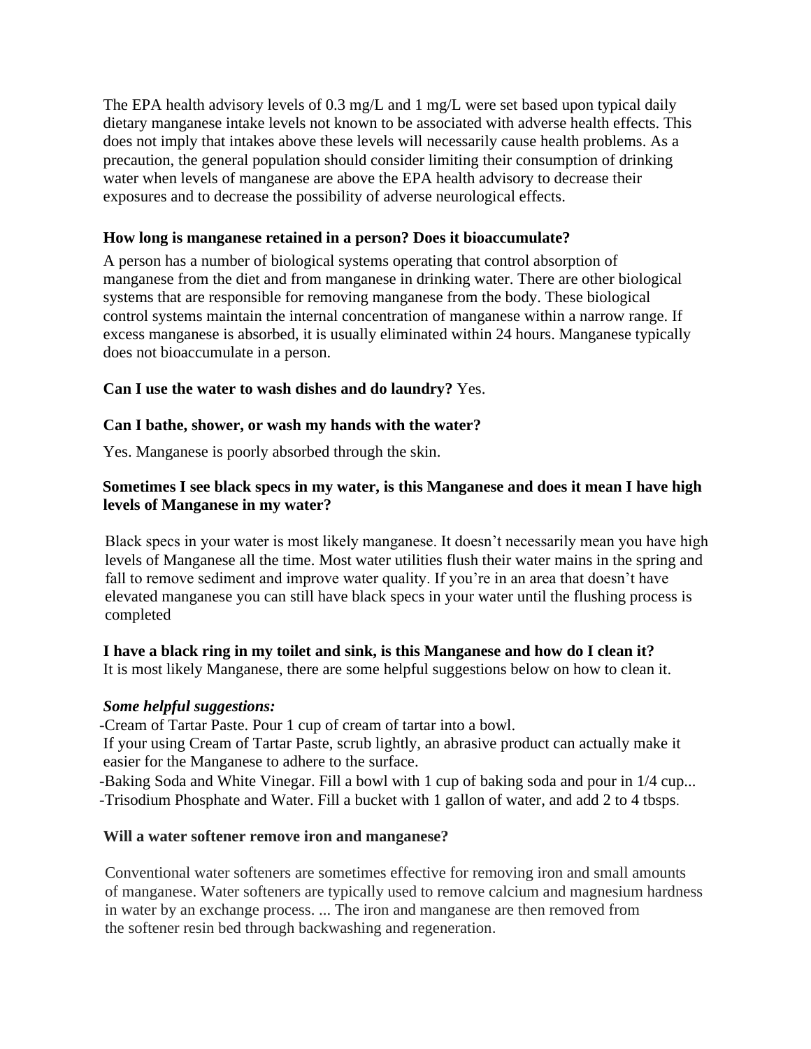The EPA health advisory levels of 0.3 mg/L and 1 mg/L were set based upon typical daily dietary manganese intake levels not known to be associated with adverse health effects. This does not imply that intakes above these levels will necessarily cause health problems. As a precaution, the general population should consider limiting their consumption of drinking water when levels of manganese are above the EPA health advisory to decrease their exposures and to decrease the possibility of adverse neurological effects.

**How long is manganese retained in a person? Does it bioaccumulate?**

A person has a number of biological systems operating that control absorption of manganese from the diet and from manganese in drinking water. There are other biological systems that are responsible for removing manganese from the body. These biological control systems maintain the internal concentration of manganese within a narrow range. If excess manganese is absorbed, it is usually eliminated within 24 hours. Manganese typically does not bioaccumulate in a person.

**Can I use the water to wash dishes and do laundry?** Yes.

**Can I bathe, shower, or wash my hands with the water?**

Yes. Manganese is poorly absorbed through the skin.

**Sometimes I see black specs in my water, is this Manganese and does it mean I have high levels of Manganese in my water?**

Black specs in your water is most likely manganese. It doesn't necessarily mean you have high levels of Manganese all the time. Most water utilities flush their water mains in the spring and fall to remove sediment and improve water quality. If you're in an area that doesn't have elevated manganese you can still have black specs in your water until the flushing process is completed

**I have a black ring in my toilet and sink, is this Manganese and how do I clean it?**
It is most likely Manganese, there are some helpful suggestions below on how to clean it.

***Some helpful suggestions:***
-Cream of Tartar Paste. Pour 1 cup of cream of tartar into a bowl.
If your using Cream of Tartar Paste, scrub lightly, an abrasive product can actually make it easier for the Manganese to adhere to the surface.
-Baking Soda and White Vinegar. Fill a bowl with 1 cup of baking soda and pour in 1/4 cup...
-Trisodium Phosphate and Water. Fill a bucket with 1 gallon of water, and add 2 to 4 tbsps.

**Will a water softener remove iron and manganese?**

Conventional water softeners are sometimes effective for removing iron and small amounts of manganese. Water softeners are typically used to remove calcium and magnesium hardness in water by an exchange process. ... The iron and manganese are then removed from the softener resin bed through backwashing and regeneration.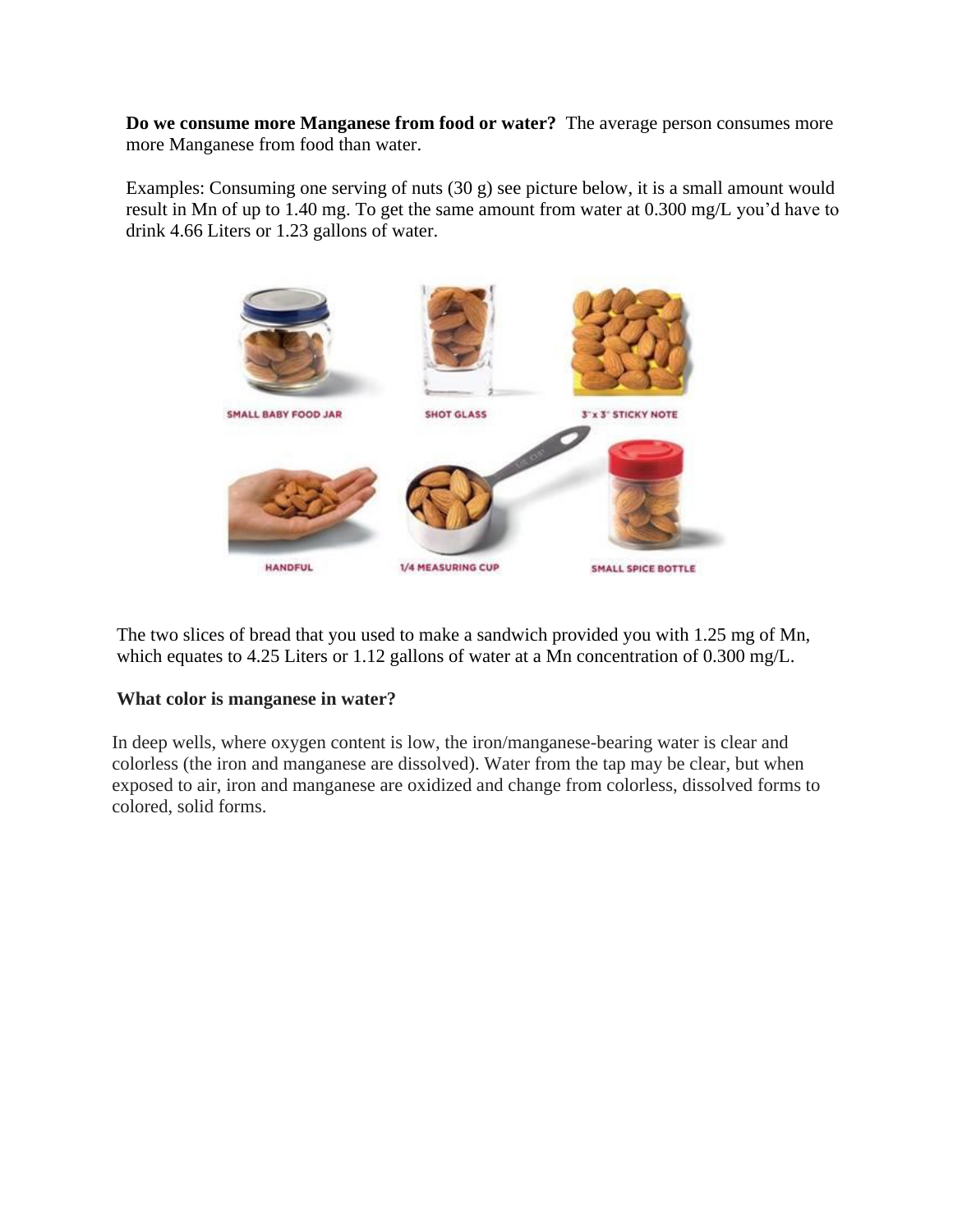**Do we consume more Manganese from food or water?** The average person consumes more more Manganese from food than water.

Examples: Consuming one serving of nuts (30 g) see picture below, it is a small amount would result in Mn of up to 1.40 mg. To get the same amount from water at 0.300 mg/L you'd have to drink 4.66 Liters or 1.23 gallons of water.

The two slices of bread that you used to make a sandwich provided you with 1.25 mg of Mn, which equates to 4.25 Liters or 1.12 gallons of water at a Mn concentration of 0.300 mg/L.

**What color is manganese in water?**

In deep wells, where oxygen content is low, the iron/manganese-bearing water is clear and colorless (the iron and manganese are dissolved). Water from the tap may be clear, but when exposed to air, iron and manganese are oxidized and change from colorless, dissolved forms to colored, solid forms.